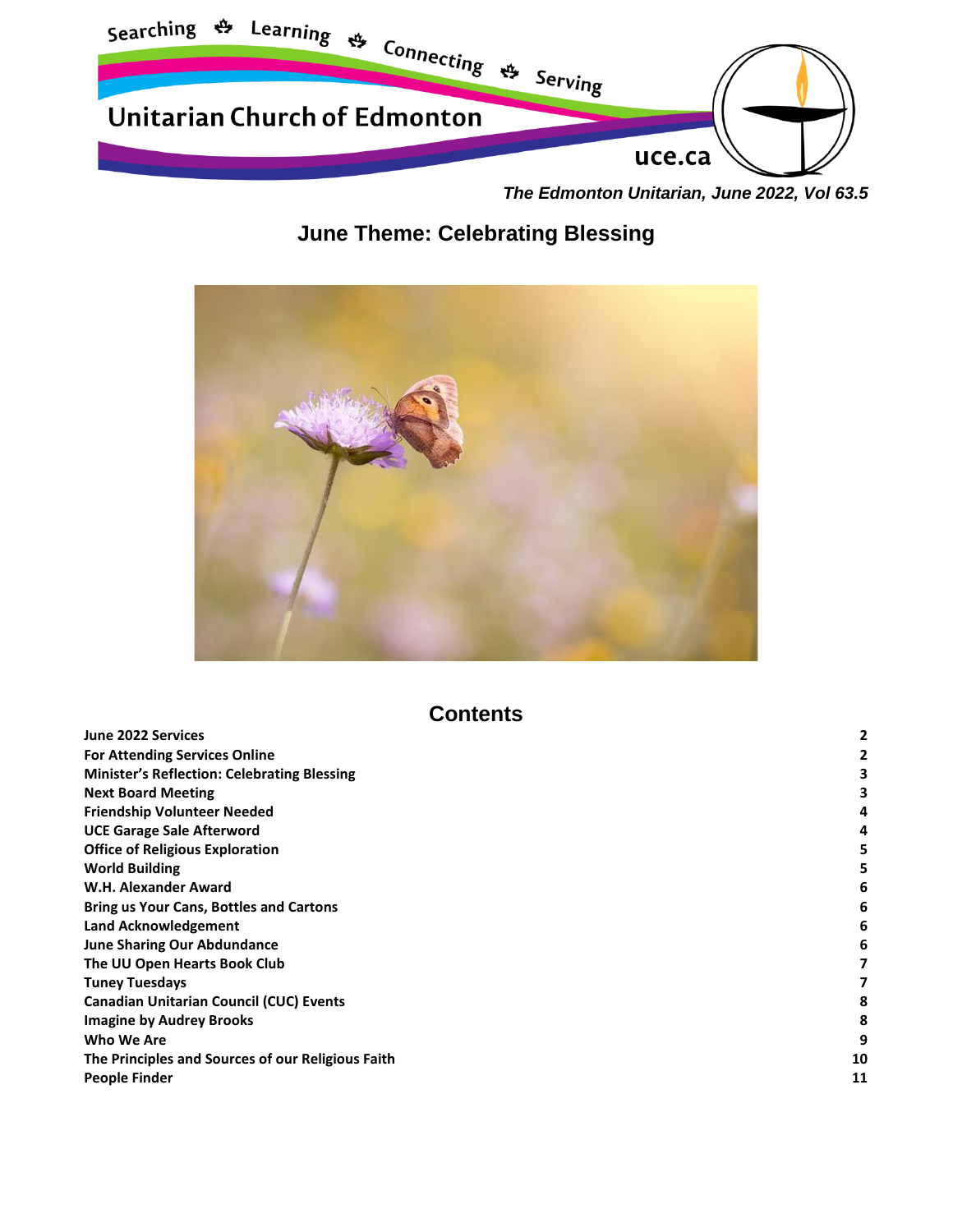Searching ✿ Learning ✿ Connecting ✿ Serving

# Unitarian Church of Edmonton

uce.ca

*The Edmonton Unitarian, June 2022, Vol 63.5*

## June Theme: Celebrating Blessing

## Contents

| | |
|---|---|
| **June 2022 Services** | **2** |
| **For Attending Services Online** | **2** |
| **Minister's Reflection: Celebrating Blessing** | **3** |
| **Next Board Meeting** | **3** |
| **Friendship Volunteer Needed** | **4** |
| **UCE Garage Sale Afterword** | **4** |
| **Office of Religious Exploration** | **5** |
| **World Building** | **5** |
| **W.H. Alexander Award** | **6** |
| **Bring us Your Cans, Bottles and Cartons** | **6** |
| **Land Acknowledgement** | **6** |
| **June Sharing Our Abdundance** | **6** |
| **The UU Open Hearts Book Club** | **7** |
| **Tuney Tuesdays** | **7** |
| **Canadian Unitarian Council (CUC) Events** | **8** |
| **Imagine by Audrey Brooks** | **8** |
| **Who We Are** | **9** |
| **The Principles and Sources of our Religious Faith** | **10** |
| **People Finder** | **11** |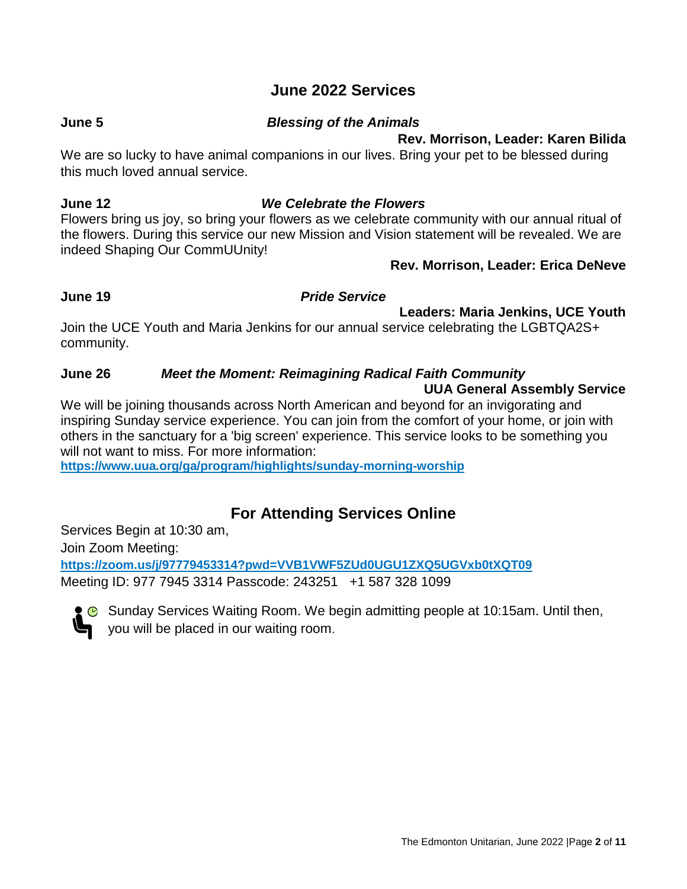## June 2022 Services

**June 5** ***Blessing of the Animals***

**Rev. Morrison, Leader: Karen Bilida**

We are so lucky to have animal companions in our lives. Bring your pet to be blessed during this much loved annual service.

**June 12** ***We Celebrate the Flowers***

Flowers bring us joy, so bring your flowers as we celebrate community with our annual ritual of the flowers. During this service our new Mission and Vision statement will be revealed. We are indeed Shaping Our CommUUnity!

**Rev. Morrison, Leader: Erica DeNeve**

**June 19** ***Pride Service***

**Leaders: Maria Jenkins, UCE Youth**

Join the UCE Youth and Maria Jenkins for our annual service celebrating the LGBTQA2S+ community.

**June 26** ***Meet the Moment: Reimagining Radical Faith Community***

**UUA General Assembly Service**

We will be joining thousands across North American and beyond for an invigorating and inspiring Sunday service experience. You can join from the comfort of your home, or join with others in the sanctuary for a 'big screen' experience. This service looks to be something you will not want to miss. For more information:
**https://www.uua.org/ga/program/highlights/sunday-morning-worship**

## For Attending Services Online

Services Begin at 10:30 am,

Join Zoom Meeting:

**https://zoom.us/j/97779453314?pwd=VVB1VWF5ZUd0UGU1ZXQ5UGVxb0tXQT09**

Meeting ID: 977 7945 3314 Passcode: 243251 +1 587 328 1099

Sunday Services Waiting Room. We begin admitting people at 10:15am. Until then, you will be placed in our waiting room.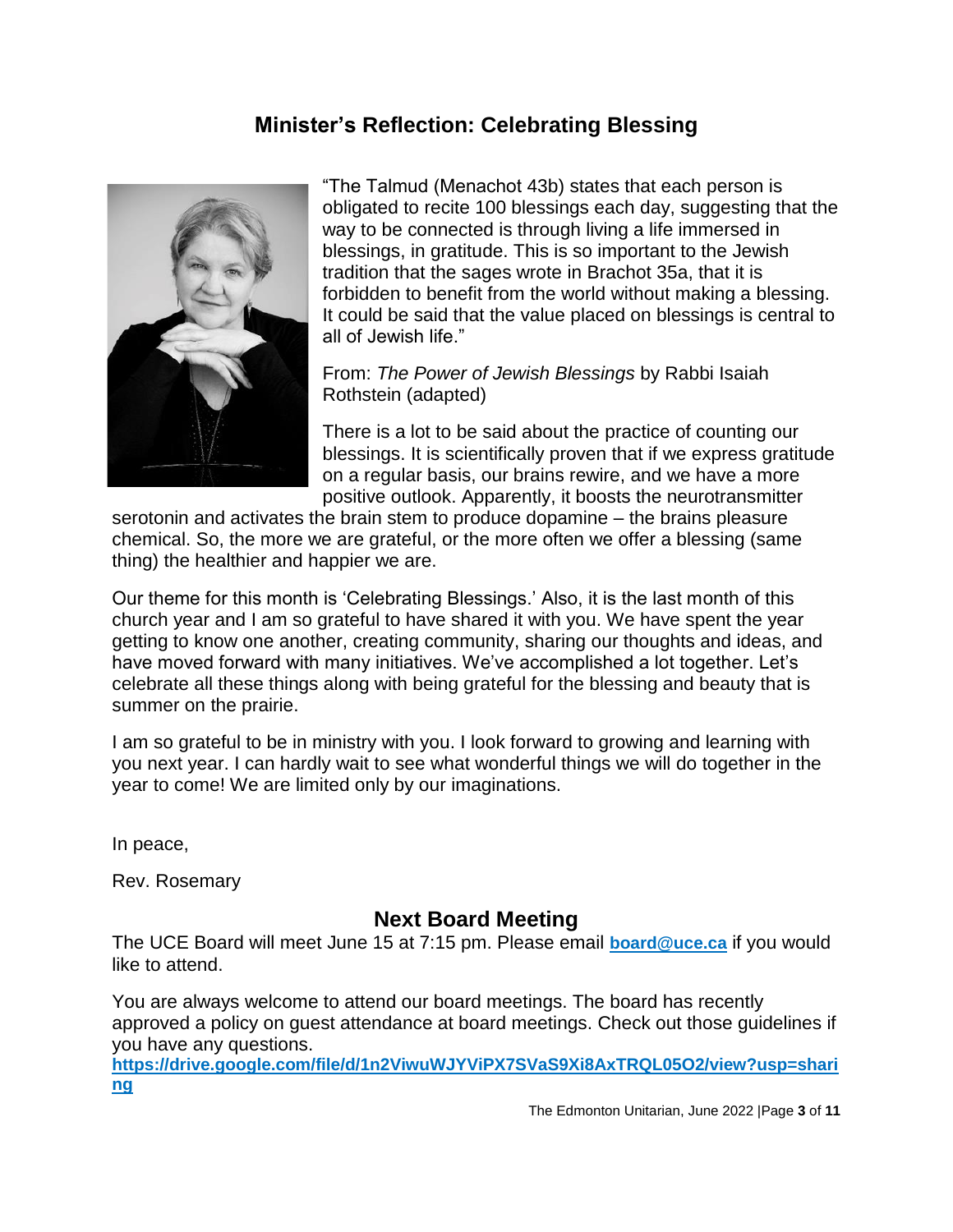## Minister's Reflection: Celebrating Blessing

"The Talmud (Menachot 43b) states that each person is obligated to recite 100 blessings each day, suggesting that the way to be connected is through living a life immersed in blessings, in gratitude. This is so important to the Jewish tradition that the sages wrote in Brachot 35a, that it is forbidden to benefit from the world without making a blessing. It could be said that the value placed on blessings is central to all of Jewish life."

From: *The Power of Jewish Blessings* by Rabbi Isaiah Rothstein (adapted)

There is a lot to be said about the practice of counting our blessings. It is scientifically proven that if we express gratitude on a regular basis, our brains rewire, and we have a more positive outlook. Apparently, it boosts the neurotransmitter serotonin and activates the brain stem to produce dopamine – the brains pleasure chemical. So, the more we are grateful, or the more often we offer a blessing (same thing) the healthier and happier we are.

Our theme for this month is 'Celebrating Blessings.' Also, it is the last month of this church year and I am so grateful to have shared it with you. We have spent the year getting to know one another, creating community, sharing our thoughts and ideas, and have moved forward with many initiatives. We've accomplished a lot together. Let's celebrate all these things along with being grateful for the blessing and beauty that is summer on the prairie.

I am so grateful to be in ministry with you. I look forward to growing and learning with you next year. I can hardly wait to see what wonderful things we will do together in the year to come! We are limited only by our imaginations.

In peace,

Rev. Rosemary

## Next Board Meeting

The UCE Board will meet June 15 at 7:15 pm. Please email **board@uce.ca** if you would like to attend.

You are always welcome to attend our board meetings. The board has recently approved a policy on guest attendance at board meetings. Check out those guidelines if you have any questions.
**https://drive.google.com/file/d/1n2ViwuWJYViPX7SVaS9Xi8AxTRQL05O2/view?usp=sharing**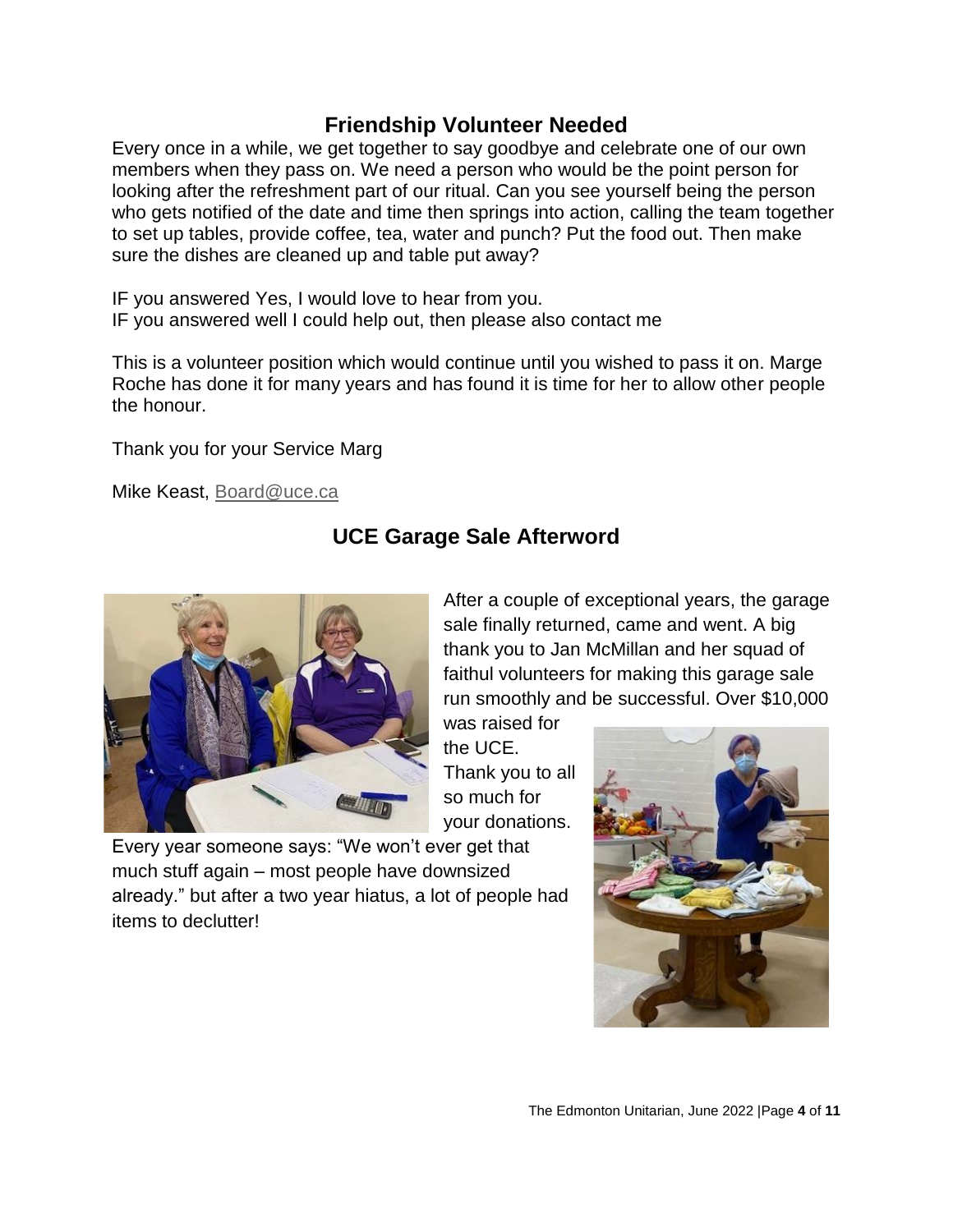## Friendship Volunteer Needed

Every once in a while, we get together to say goodbye and celebrate one of our own members when they pass on. We need a person who would be the point person for looking after the refreshment part of our ritual. Can you see yourself being the person who gets notified of the date and time then springs into action, calling the team together to set up tables, provide coffee, tea, water and punch? Put the food out. Then make sure the dishes are cleaned up and table put away?

IF you answered Yes, I would love to hear from you.
IF you answered well I could help out, then please also contact me

This is a volunteer position which would continue until you wished to pass it on. Marge Roche has done it for many years and has found it is time for her to allow other people the honour.

Thank you for your Service Marg

Mike Keast, Board@uce.ca

## UCE Garage Sale Afterword

After a couple of exceptional years, the garage sale finally returned, came and went. A big thank you to Jan McMillan and her squad of faithul volunteers for making this garage sale run smoothly and be successful. Over $10,000 was raised for the UCE. Thank you to all so much for your donations.

Every year someone says: "We won't ever get that much stuff again – most people have downsized already." but after a two year hiatus, a lot of people had items to declutter!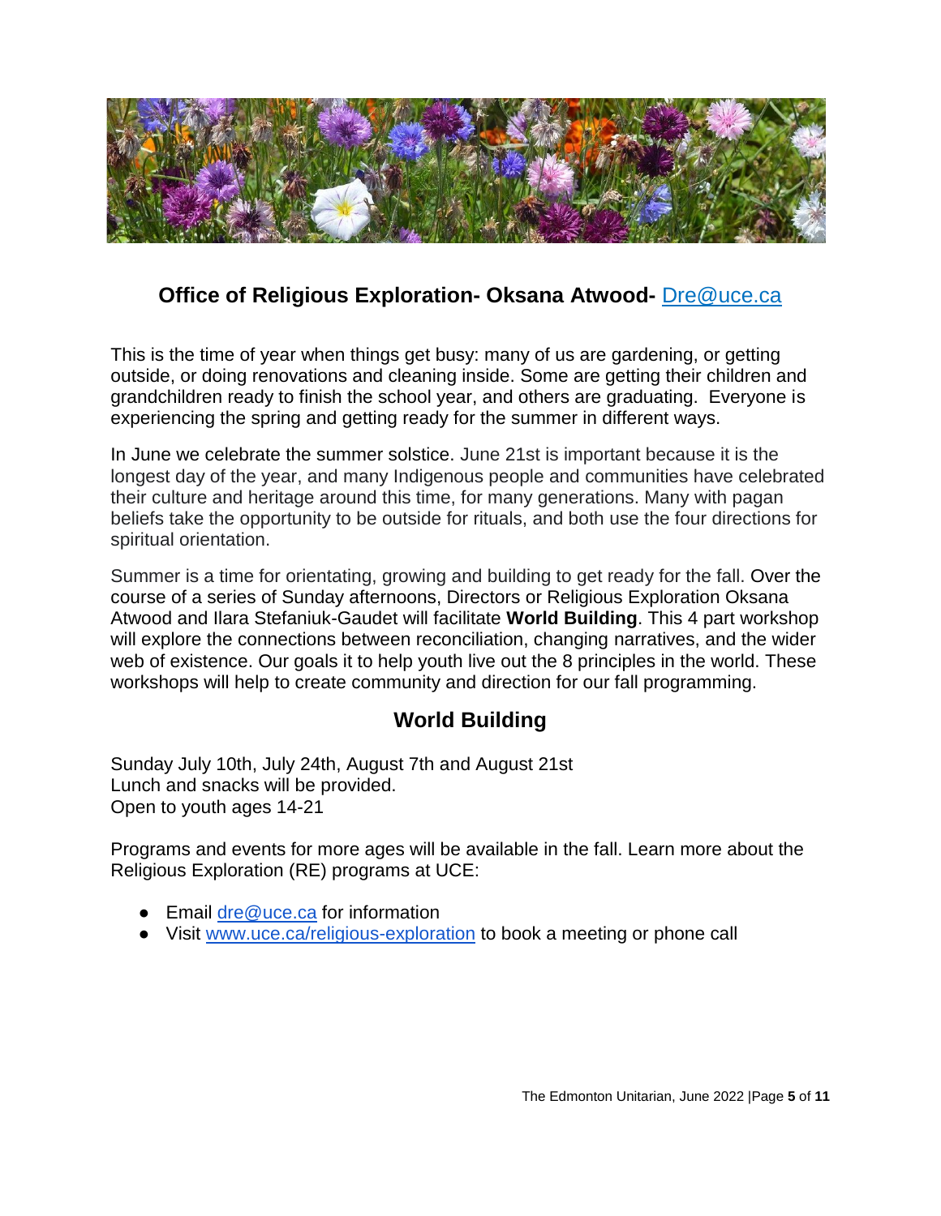## Office of Religious Exploration- Oksana Atwood- Dre@uce.ca

This is the time of year when things get busy: many of us are gardening, or getting outside, or doing renovations and cleaning inside. Some are getting their children and grandchildren ready to finish the school year, and others are graduating. Everyone is experiencing the spring and getting ready for the summer in different ways.

In June we celebrate the summer solstice. June 21st is important because it is the longest day of the year, and many Indigenous people and communities have celebrated their culture and heritage around this time, for many generations. Many with pagan beliefs take the opportunity to be outside for rituals, and both use the four directions for spiritual orientation.

Summer is a time for orientating, growing and building to get ready for the fall. Over the course of a series of Sunday afternoons, Directors or Religious Exploration Oksana Atwood and Ilara Stefaniuk-Gaudet will facilitate **World Building**. This 4 part workshop will explore the connections between reconciliation, changing narratives, and the wider web of existence. Our goals it to help youth live out the 8 principles in the world. These workshops will help to create community and direction for our fall programming.

## World Building

Sunday July 10th, July 24th, August 7th and August 21st
Lunch and snacks will be provided.
Open to youth ages 14-21

Programs and events for more ages will be available in the fall. Learn more about the Religious Exploration (RE) programs at UCE:

- Email dre@uce.ca for information
- Visit www.uce.ca/religious-exploration to book a meeting or phone call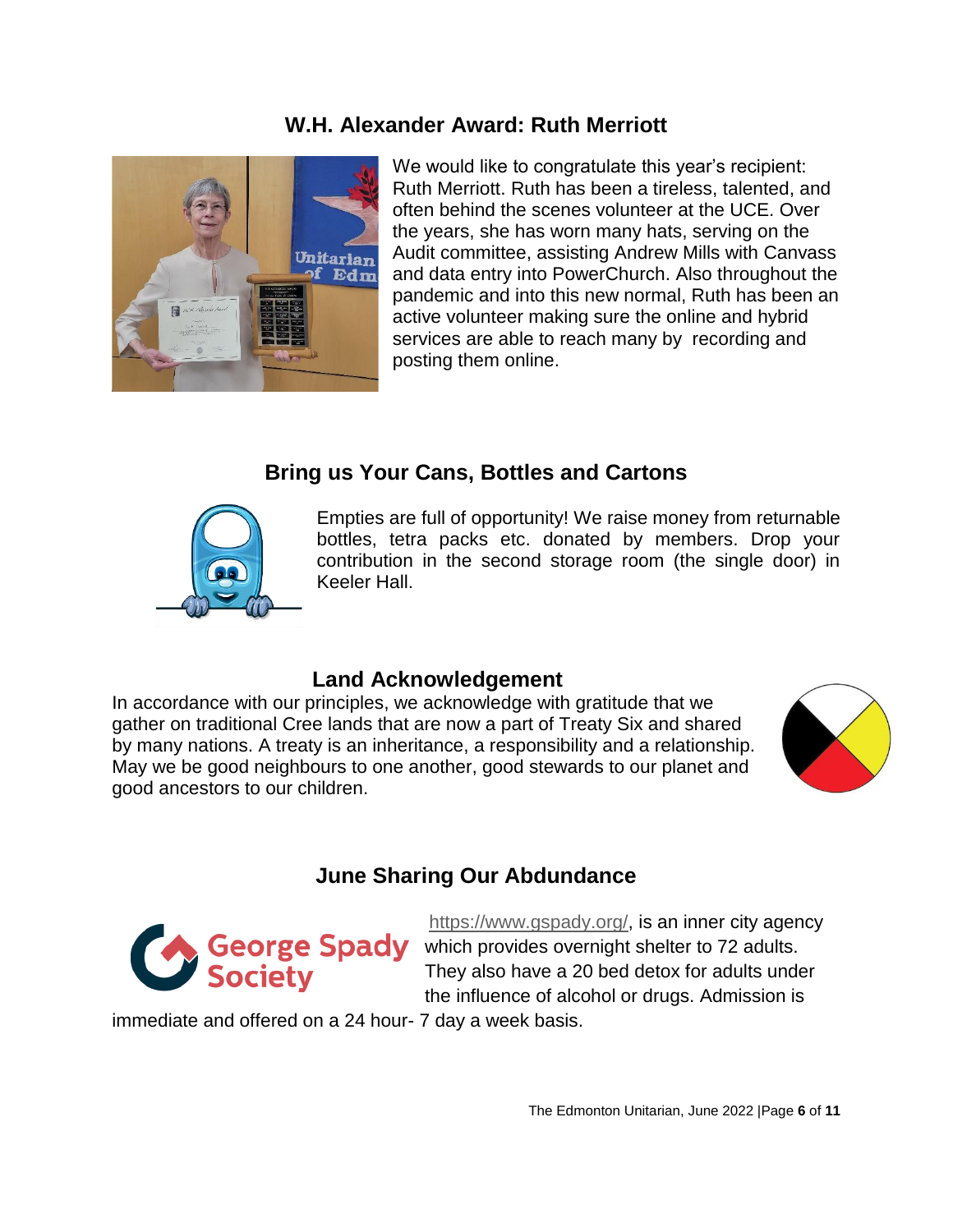## W.H. Alexander Award: Ruth Merriott

We would like to congratulate this year's recipient: Ruth Merriott. Ruth has been a tireless, talented, and often behind the scenes volunteer at the UCE. Over the years, she has worn many hats, serving on the Audit committee, assisting Andrew Mills with Canvass and data entry into PowerChurch. Also throughout the pandemic and into this new normal, Ruth has been an active volunteer making sure the online and hybrid services are able to reach many by recording and posting them online.

## Bring us Your Cans, Bottles and Cartons

Empties are full of opportunity! We raise money from returnable bottles, tetra packs etc. donated by members. Drop your contribution in the second storage room (the single door) in Keeler Hall.

## Land Acknowledgement

In accordance with our principles, we acknowledge with gratitude that we gather on traditional Cree lands that are now a part of Treaty Six and shared by many nations. A treaty is an inheritance, a responsibility and a relationship. May we be good neighbours to one another, good stewards to our planet and good ancestors to our children.

## June Sharing Our Abdundance

George Spady Society

https://www.gspady.org/, is an inner city agency which provides overnight shelter to 72 adults. They also have a 20 bed detox for adults under the influence of alcohol or drugs. Admission is immediate and offered on a 24 hour- 7 day a week basis.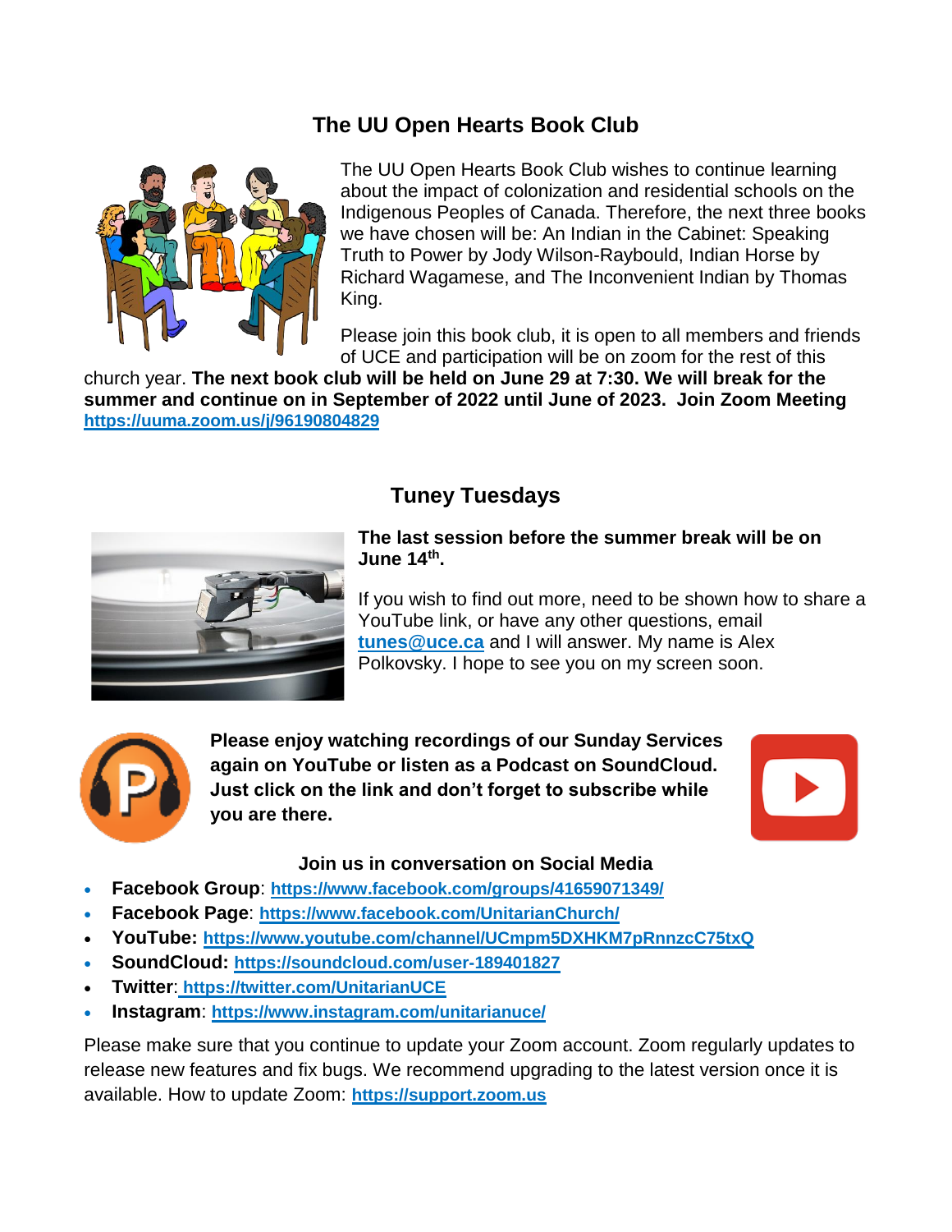## The UU Open Hearts Book Club

The UU Open Hearts Book Club wishes to continue learning about the impact of colonization and residential schools on the Indigenous Peoples of Canada. Therefore, the next three books we have chosen will be: An Indian in the Cabinet: Speaking Truth to Power by Jody Wilson-Raybould, Indian Horse by Richard Wagamese, and The Inconvenient Indian by Thomas King.

Please join this book club, it is open to all members and friends of UCE and participation will be on zoom for the rest of this church year. **The next book club will be held on June 29 at 7:30. We will break for the summer and continue on in September of 2022 until June of 2023. Join Zoom Meeting https://uuma.zoom.us/j/96190804829**

## Tuney Tuesdays

**The last session before the summer break will be on June 14th.**

If you wish to find out more, need to be shown how to share a YouTube link, or have any other questions, email **tunes@uce.ca** and I will answer. My name is Alex Polkovsky. I hope to see you on my screen soon.

**Please enjoy watching recordings of our Sunday Services again on YouTube or listen as a Podcast on SoundCloud. Just click on the link and don't forget to subscribe while you are there.**

**Join us in conversation on Social Media**

- **Facebook Group**: **https://www.facebook.com/groups/41659071349/**
- **Facebook Page**: **https://www.facebook.com/UnitarianChurch/**
- **YouTube: https://www.youtube.com/channel/UCmpm5DXHKM7pRnnzcC75txQ**
- **SoundCloud: https://soundcloud.com/user-189401827**
- **Twitter**: **https://twitter.com/UnitarianUCE**
- **Instagram**: **https://www.instagram.com/unitarianuce/**

Please make sure that you continue to update your Zoom account. Zoom regularly updates to release new features and fix bugs. We recommend upgrading to the latest version once it is available. How to update Zoom: **https://support.zoom.us**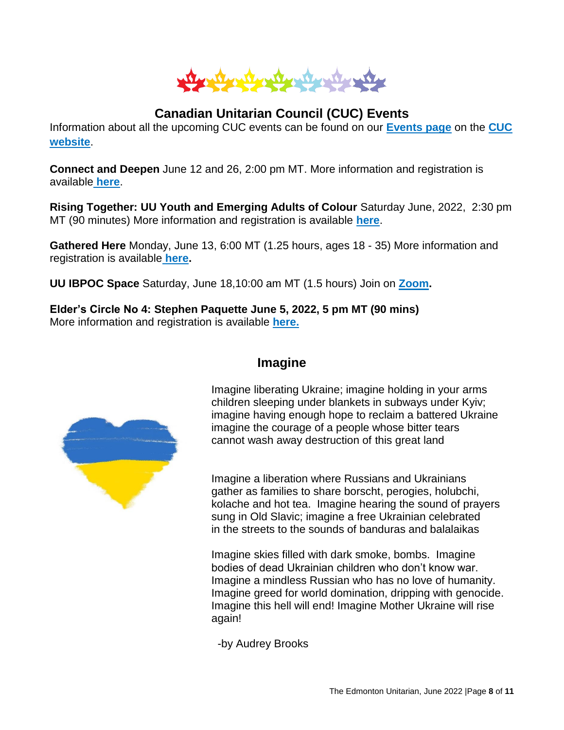## Canadian Unitarian Council (CUC) Events

Information about all the upcoming CUC events can be found on our **Events page** on the **CUC website**.

**Connect and Deepen** June 12 and 26, 2:00 pm MT. More information and registration is available **here**.

**Rising Together: UU Youth and Emerging Adults of Colour** Saturday June, 2022, 2:30 pm MT (90 minutes) More information and registration is available **here**.

**Gathered Here** Monday, June 13, 6:00 MT (1.25 hours, ages 18 - 35) More information and registration is available **here.**

**UU IBPOC Space** Saturday, June 18,10:00 am MT (1.5 hours) Join on **Zoom.**

**Elder's Circle No 4: Stephen Paquette June 5, 2022, 5 pm MT (90 mins)**
More information and registration is available **here.**

## Imagine

Imagine liberating Ukraine; imagine holding in your arms
children sleeping under blankets in subways under Kyiv;
imagine having enough hope to reclaim a battered Ukraine
imagine the courage of a people whose bitter tears
cannot wash away destruction of this great land

Imagine a liberation where Russians and Ukrainians
gather as families to share borscht, perogies, holubchi,
kolache and hot tea. Imagine hearing the sound of prayers
sung in Old Slavic; imagine a free Ukrainian celebrated
in the streets to the sounds of banduras and balalaikas

Imagine skies filled with dark smoke, bombs. Imagine
bodies of dead Ukrainian children who don't know war.
Imagine a mindless Russian who has no love of humanity.
Imagine greed for world domination, dripping with genocide.
Imagine this hell will end! Imagine Mother Ukraine will rise
again!

-by Audrey Brooks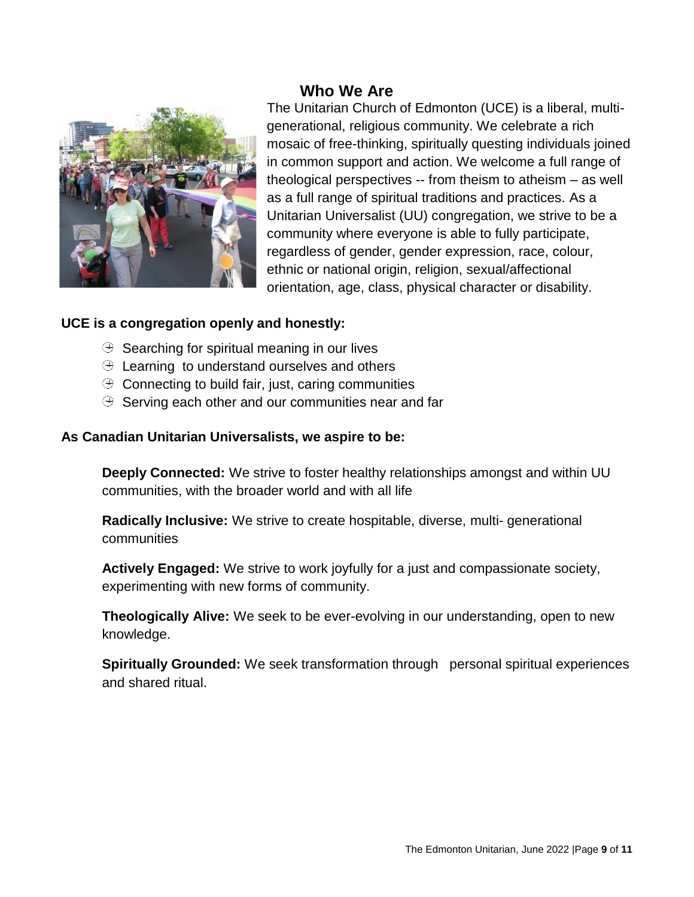## Who We Are

The Unitarian Church of Edmonton (UCE) is a liberal, multi-generational, religious community. We celebrate a rich mosaic of free-thinking, spiritually questing individuals joined in common support and action. We welcome a full range of theological perspectives -- from theism to atheism – as well as a full range of spiritual traditions and practices. As a Unitarian Universalist (UU) congregation, we strive to be a community where everyone is able to fully participate, regardless of gender, gender expression, race, colour, ethnic or national origin, religion, sexual/affectional orientation, age, class, physical character or disability.

**UCE is a congregation openly and honestly:**

- Searching for spiritual meaning in our lives
- Learning to understand ourselves and others
- Connecting to build fair, just, caring communities
- Serving each other and our communities near and far

**As Canadian Unitarian Universalists, we aspire to be:**

**Deeply Connected:** We strive to foster healthy relationships amongst and within UU communities, with the broader world and with all life

**Radically Inclusive:** We strive to create hospitable, diverse, multi- generational communities

**Actively Engaged:** We strive to work joyfully for a just and compassionate society, experimenting with new forms of community.

**Theologically Alive:** We seek to be ever-evolving in our understanding, open to new knowledge.

**Spiritually Grounded:** We seek transformation through personal spiritual experiences and shared ritual.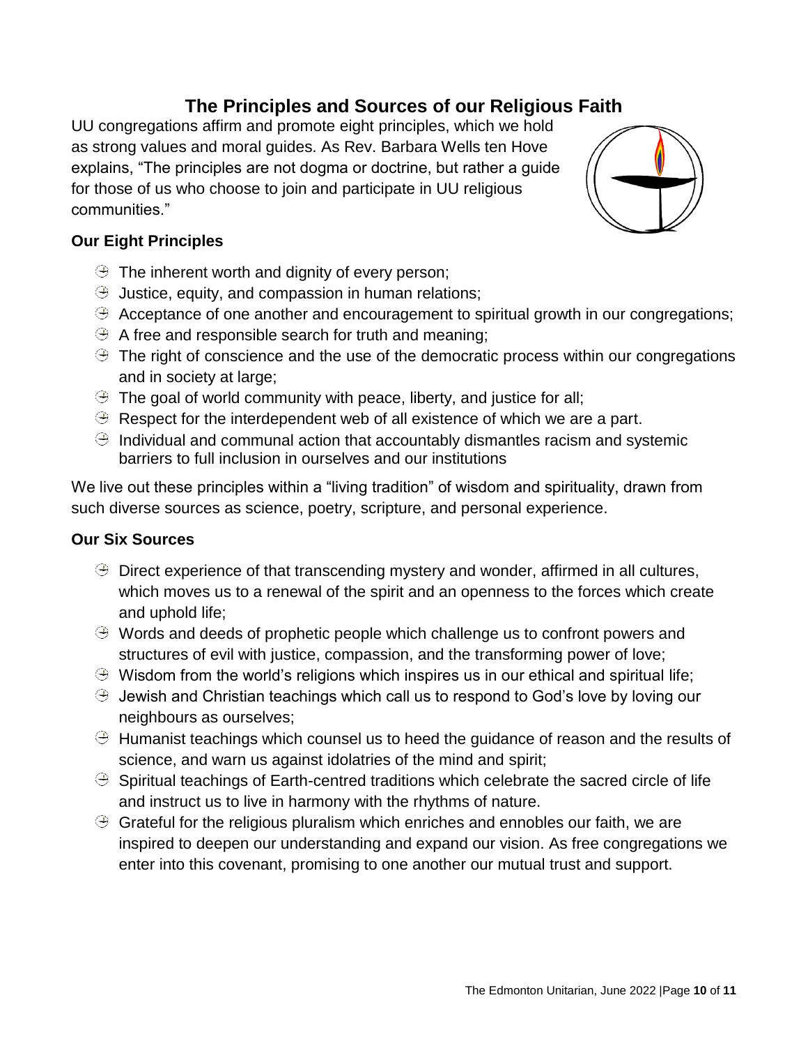# The Principles and Sources of our Religious Faith

UU congregations affirm and promote eight principles, which we hold as strong values and moral guides. As Rev. Barbara Wells ten Hove explains, "The principles are not dogma or doctrine, but rather a guide for those of us who choose to join and participate in UU religious communities."

### Our Eight Principles

- The inherent worth and dignity of every person;
- Justice, equity, and compassion in human relations;
- Acceptance of one another and encouragement to spiritual growth in our congregations;
- A free and responsible search for truth and meaning;
- The right of conscience and the use of the democratic process within our congregations and in society at large;
- The goal of world community with peace, liberty, and justice for all;
- Respect for the interdependent web of all existence of which we are a part.
- Individual and communal action that accountably dismantles racism and systemic barriers to full inclusion in ourselves and our institutions

We live out these principles within a "living tradition" of wisdom and spirituality, drawn from such diverse sources as science, poetry, scripture, and personal experience.

### Our Six Sources

- Direct experience of that transcending mystery and wonder, affirmed in all cultures, which moves us to a renewal of the spirit and an openness to the forces which create and uphold life;
- Words and deeds of prophetic people which challenge us to confront powers and structures of evil with justice, compassion, and the transforming power of love;
- Wisdom from the world's religions which inspires us in our ethical and spiritual life;
- Jewish and Christian teachings which call us to respond to God's love by loving our neighbours as ourselves;
- Humanist teachings which counsel us to heed the guidance of reason and the results of science, and warn us against idolatries of the mind and spirit;
- Spiritual teachings of Earth-centred traditions which celebrate the sacred circle of life and instruct us to live in harmony with the rhythms of nature.
- Grateful for the religious pluralism which enriches and ennobles our faith, we are inspired to deepen our understanding and expand our vision. As free congregations we enter into this covenant, promising to one another our mutual trust and support.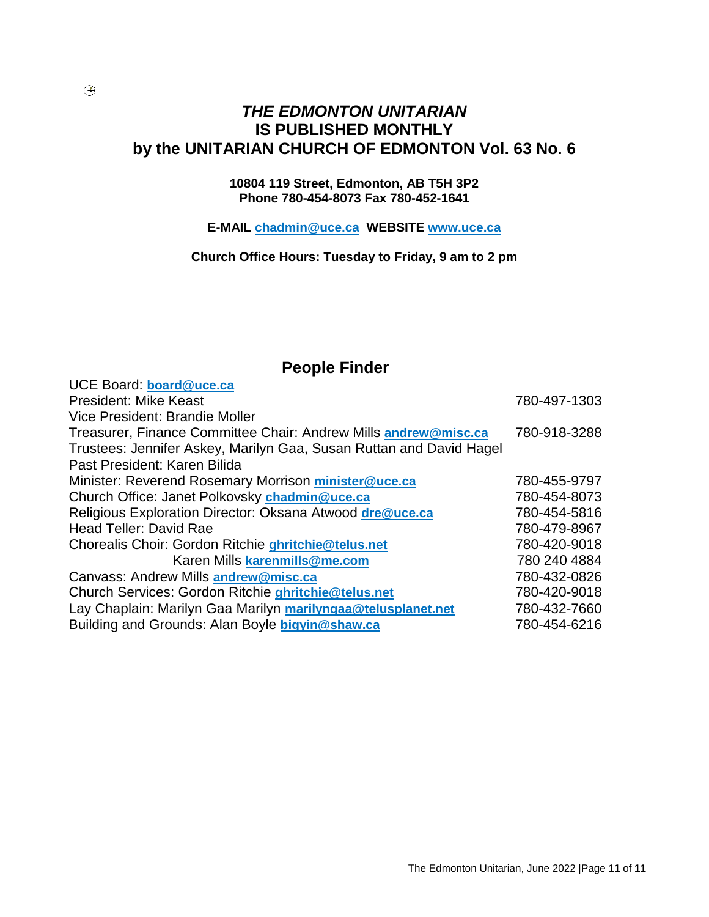# *THE EDMONTON UNITARIAN* IS PUBLISHED MONTHLY by the UNITARIAN CHURCH OF EDMONTON Vol. 63 No. 6

**10804 119 Street, Edmonton, AB T5H 3P2**
**Phone 780-454-8073 Fax 780-452-1641**

**E-MAIL chadmin@uce.ca WEBSITE www.uce.ca**

**Church Office Hours: Tuesday to Friday, 9 am to 2 pm**

## People Finder

| | |
|---|---|
| UCE Board: **board@uce.ca** | |
| President: Mike Keast | 780-497-1303 |
| Vice President: Brandie Moller | |
| Treasurer, Finance Committee Chair: Andrew Mills **andrew@misc.ca** | 780-918-3288 |
| Trustees: Jennifer Askey, Marilyn Gaa, Susan Ruttan and David Hagel | |
| Past President: Karen Bilida | |
| Minister: Reverend Rosemary Morrison **minister@uce.ca** | 780-455-9797 |
| Church Office: Janet Polkovsky **chadmin@uce.ca** | 780-454-8073 |
| Religious Exploration Director: Oksana Atwood **dre@uce.ca** | 780-454-5816 |
| Head Teller: David Rae | 780-479-8967 |
| Chorealis Choir: Gordon Ritchie **ghritchie@telus.net** | 780-420-9018 |
| Karen Mills **karenmills@me.com** | 780 240 4884 |
| Canvass: Andrew Mills **andrew@misc.ca** | 780-432-0826 |
| Church Services: Gordon Ritchie **ghritchie@telus.net** | 780-420-9018 |
| Lay Chaplain: Marilyn Gaa Marilyn **marilyngaa@telusplanet.net** | 780-432-7660 |
| Building and Grounds: Alan Boyle **bigyin@shaw.ca** | 780-454-6216 |